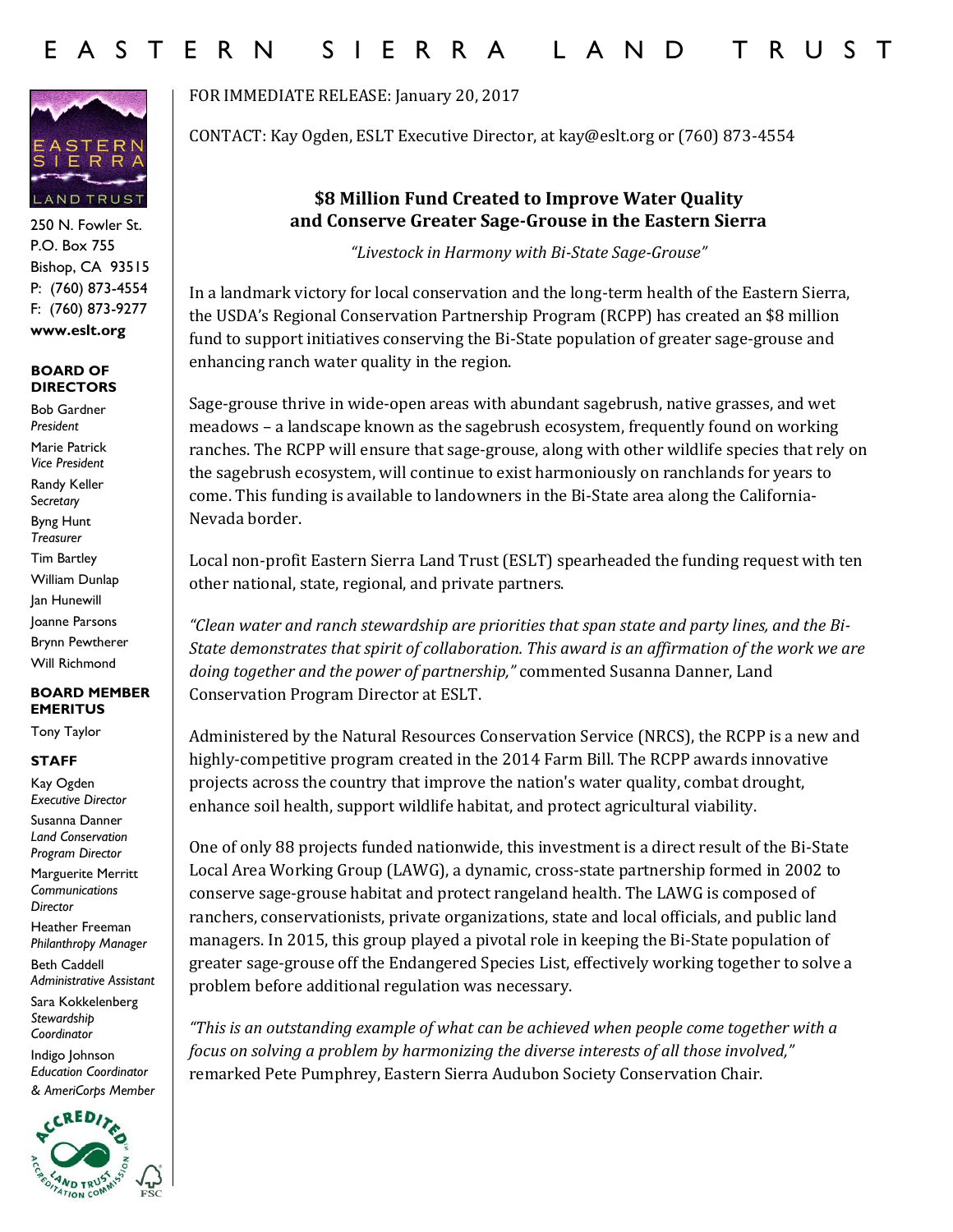# EASTERN SIERRA LAND TRUST

250 N. Fowler St.
P.O. Box 755
Bishop, CA 93515
P: (760) 873-4554
F: (760) 873-9277
**www.eslt.org**

**BOARD OF DIRECTORS**

Bob Gardner
*President*

Marie Patrick
*Vice President*

Randy Keller
*Secretary*

Byng Hunt
*Treasurer*

Tim Bartley

William Dunlap

Jan Hunewill

Joanne Parsons

Brynn Pewtherer

Will Richmond

**BOARD MEMBER EMERITUS**

Tony Taylor

**STAFF**

Kay Ogden
*Executive Director*

Susanna Danner
*Land Conservation Program Director*

Marguerite Merritt
*Communications Director*

Heather Freeman
*Philanthropy Manager*

Beth Caddell
*Administrative Assistant*

Sara Kokkelenberg
*Stewardship Coordinator*

Indigo Johnson
*Education Coordinator & AmeriCorps Member*

FOR IMMEDIATE RELEASE: January 20, 2017

CONTACT: Kay Ogden, ESLT Executive Director, at kay@eslt.org or (760) 873-4554

## $8 Million Fund Created to Improve Water Quality and Conserve Greater Sage-Grouse in the Eastern Sierra

*"Livestock in Harmony with Bi-State Sage-Grouse"*

In a landmark victory for local conservation and the long-term health of the Eastern Sierra, the USDA's Regional Conservation Partnership Program (RCPP) has created an $8 million fund to support initiatives conserving the Bi-State population of greater sage-grouse and enhancing ranch water quality in the region.

Sage-grouse thrive in wide-open areas with abundant sagebrush, native grasses, and wet meadows – a landscape known as the sagebrush ecosystem, frequently found on working ranches. The RCPP will ensure that sage-grouse, along with other wildlife species that rely on the sagebrush ecosystem, will continue to exist harmoniously on ranchlands for years to come. This funding is available to landowners in the Bi-State area along the California-Nevada border.

Local non-profit Eastern Sierra Land Trust (ESLT) spearheaded the funding request with ten other national, state, regional, and private partners.

*"Clean water and ranch stewardship are priorities that span state and party lines, and the Bi-State demonstrates that spirit of collaboration. This award is an affirmation of the work we are doing together and the power of partnership,"* commented Susanna Danner, Land Conservation Program Director at ESLT.

Administered by the Natural Resources Conservation Service (NRCS), the RCPP is a new and highly-competitive program created in the 2014 Farm Bill. The RCPP awards innovative projects across the country that improve the nation's water quality, combat drought, enhance soil health, support wildlife habitat, and protect agricultural viability.

One of only 88 projects funded nationwide, this investment is a direct result of the Bi-State Local Area Working Group (LAWG), a dynamic, cross-state partnership formed in 2002 to conserve sage-grouse habitat and protect rangeland health. The LAWG is composed of ranchers, conservationists, private organizations, state and local officials, and public land managers. In 2015, this group played a pivotal role in keeping the Bi-State population of greater sage-grouse off the Endangered Species List, effectively working together to solve a problem before additional regulation was necessary.

*"This is an outstanding example of what can be achieved when people come together with a focus on solving a problem by harmonizing the diverse interests of all those involved,"* remarked Pete Pumphrey, Eastern Sierra Audubon Society Conservation Chair.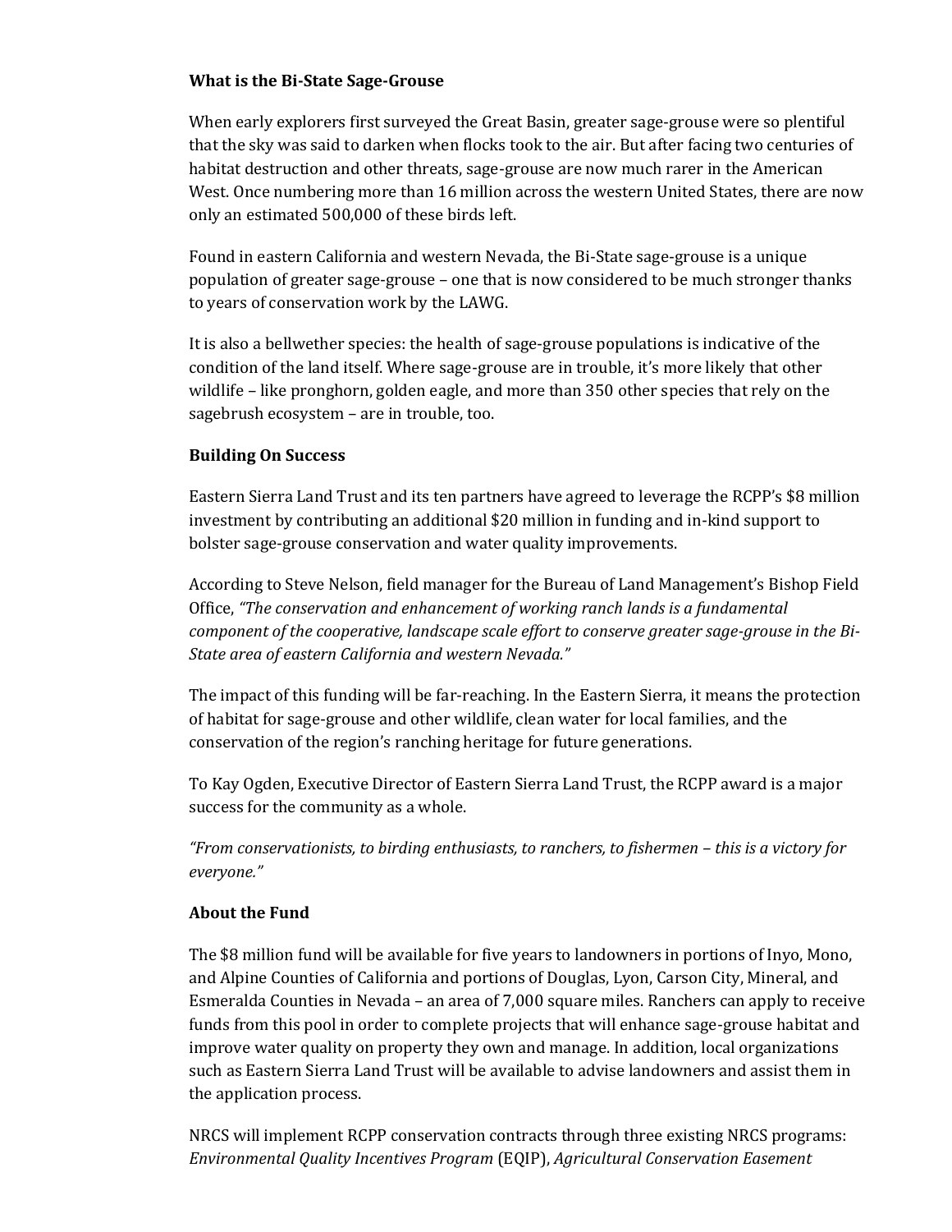**What is the Bi-State Sage-Grouse**

When early explorers first surveyed the Great Basin, greater sage-grouse were so plentiful that the sky was said to darken when flocks took to the air. But after facing two centuries of habitat destruction and other threats, sage-grouse are now much rarer in the American West. Once numbering more than 16 million across the western United States, there are now only an estimated 500,000 of these birds left.

Found in eastern California and western Nevada, the Bi-State sage-grouse is a unique population of greater sage-grouse – one that is now considered to be much stronger thanks to years of conservation work by the LAWG.

It is also a bellwether species: the health of sage-grouse populations is indicative of the condition of the land itself. Where sage-grouse are in trouble, it's more likely that other wildlife – like pronghorn, golden eagle, and more than 350 other species that rely on the sagebrush ecosystem – are in trouble, too.

**Building On Success**

Eastern Sierra Land Trust and its ten partners have agreed to leverage the RCPP's $8 million investment by contributing an additional $20 million in funding and in-kind support to bolster sage-grouse conservation and water quality improvements.

According to Steve Nelson, field manager for the Bureau of Land Management's Bishop Field Office, *"The conservation and enhancement of working ranch lands is a fundamental component of the cooperative, landscape scale effort to conserve greater sage-grouse in the Bi-State area of eastern California and western Nevada."*

The impact of this funding will be far-reaching. In the Eastern Sierra, it means the protection of habitat for sage-grouse and other wildlife, clean water for local families, and the conservation of the region's ranching heritage for future generations.

To Kay Ogden, Executive Director of Eastern Sierra Land Trust, the RCPP award is a major success for the community as a whole.

*"From conservationists, to birding enthusiasts, to ranchers, to fishermen – this is a victory for everyone."*

**About the Fund**

The $8 million fund will be available for five years to landowners in portions of Inyo, Mono, and Alpine Counties of California and portions of Douglas, Lyon, Carson City, Mineral, and Esmeralda Counties in Nevada – an area of 7,000 square miles. Ranchers can apply to receive funds from this pool in order to complete projects that will enhance sage-grouse habitat and improve water quality on property they own and manage. In addition, local organizations such as Eastern Sierra Land Trust will be available to advise landowners and assist them in the application process.

NRCS will implement RCPP conservation contracts through three existing NRCS programs: *Environmental Quality Incentives Program* (EQIP), *Agricultural Conservation Easement*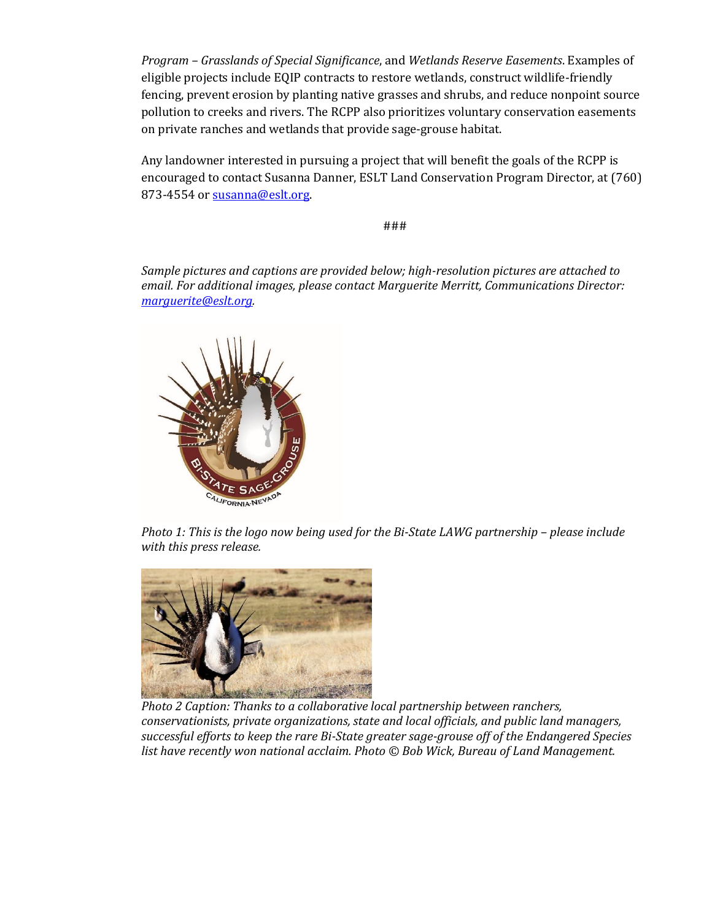*Program – Grasslands of Special Significance*, and *Wetlands Reserve Easements*. Examples of eligible projects include EQIP contracts to restore wetlands, construct wildlife-friendly fencing, prevent erosion by planting native grasses and shrubs, and reduce nonpoint source pollution to creeks and rivers. The RCPP also prioritizes voluntary conservation easements on private ranches and wetlands that provide sage-grouse habitat.

Any landowner interested in pursuing a project that will benefit the goals of the RCPP is encouraged to contact Susanna Danner, ESLT Land Conservation Program Director, at (760) 873-4554 or susanna@eslt.org.

###

*Sample pictures and captions are provided below; high-resolution pictures are attached to email. For additional images, please contact Marguerite Merritt, Communications Director: marguerite@eslt.org.*

*Photo 1: This is the logo now being used for the Bi-State LAWG partnership – please include with this press release.*

*Photo 2 Caption: Thanks to a collaborative local partnership between ranchers, conservationists, private organizations, state and local officials, and public land managers, successful efforts to keep the rare Bi-State greater sage-grouse off of the Endangered Species list have recently won national acclaim. Photo © Bob Wick, Bureau of Land Management.*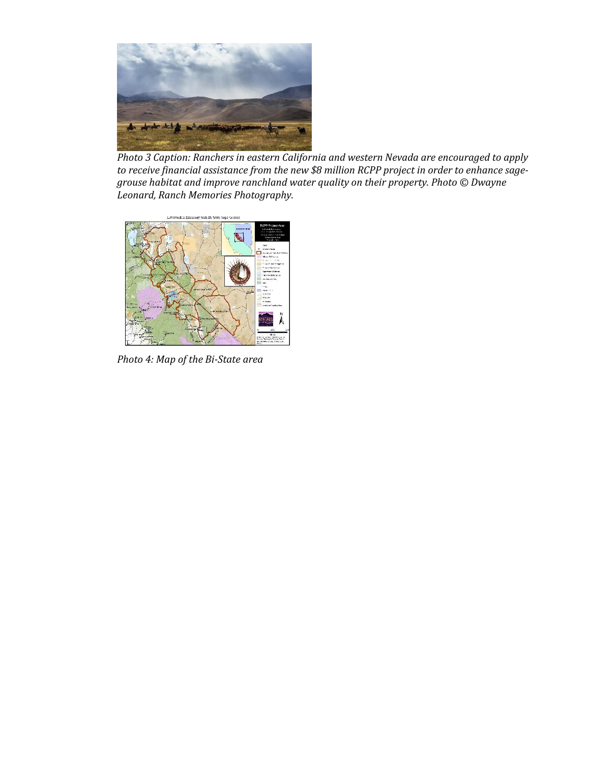*Photo 3 Caption: Ranchers in eastern California and western Nevada are encouraged to apply to receive financial assistance from the new $8 million RCPP project in order to enhance sage-grouse habitat and improve ranchland water quality on their property. Photo © Dwayne Leonard, Ranch Memories Photography.*

*Photo 4: Map of the Bi-State area*